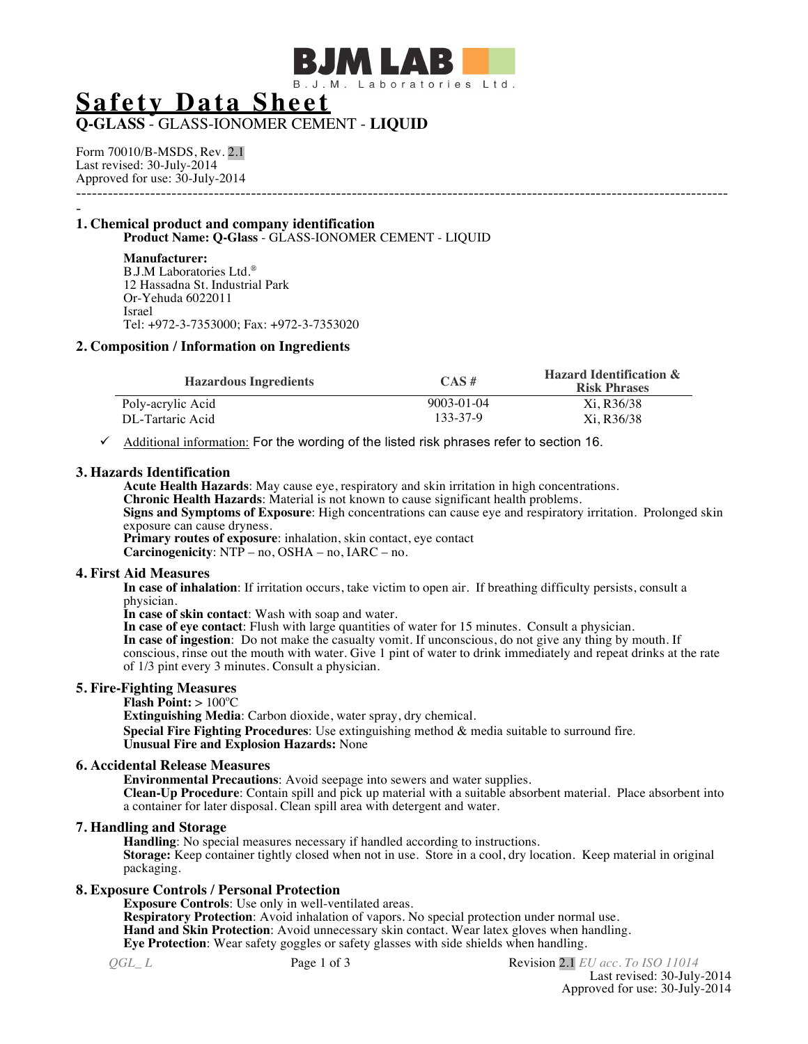BJM LAB

B.J.M. Laboratories Ltd.

# Safety Data Sheet

**Q-GLASS** - GLASS-IONOMER CEMENT - **LIQUID**

Form 70010/B-MSDS, Rev. 2.1
Last revised: 30-July-2014
Approved for use: 30-July-2014

## 1. Chemical product and company identification

**Product Name: Q-Glass** - GLASS-IONOMER CEMENT - LIQUID

**Manufacturer:**
B.J.M Laboratories Ltd.®
12 Hassadna St. Industrial Park
Or-Yehuda 6022011
Israel
Tel: +972-3-7353000; Fax: +972-3-7353020

## 2. Composition / Information on Ingredients

| Hazardous Ingredients | CAS # | Hazard Identification & Risk Phrases |
|---|---|---|
| Poly-acrylic Acid | 9003-01-04 | Xi, R36/38 |
| DL-Tartaric Acid | 133-37-9 | Xi, R36/38 |

- ✓ Additional information: For the wording of the listed risk phrases refer to section 16.

## 3. Hazards Identification

**Acute Health Hazards**: May cause eye, respiratory and skin irritation in high concentrations.
**Chronic Health Hazards**: Material is not known to cause significant health problems.
**Signs and Symptoms of Exposure**: High concentrations can cause eye and respiratory irritation. Prolonged skin exposure can cause dryness.
**Primary routes of exposure**: inhalation, skin contact, eye contact
**Carcinogenicity**: NTP – no, OSHA – no, IARC – no.

## 4. First Aid Measures

**In case of inhalation**: If irritation occurs, take victim to open air. If breathing difficulty persists, consult a physician.
**In case of skin contact**: Wash with soap and water.
**In case of eye contact**: Flush with large quantities of water for 15 minutes. Consult a physician.
**In case of ingestion**: Do not make the casualty vomit. If unconscious, do not give any thing by mouth. If conscious, rinse out the mouth with water. Give 1 pint of water to drink immediately and repeat drinks at the rate of 1/3 pint every 3 minutes. Consult a physician.

## 5. Fire-Fighting Measures

**Flash Point:** > 100°C
**Extinguishing Media**: Carbon dioxide, water spray, dry chemical.
**Special Fire Fighting Procedures**: Use extinguishing method & media suitable to surround fire.
**Unusual Fire and Explosion Hazards:** None

## 6. Accidental Release Measures

**Environmental Precautions**: Avoid seepage into sewers and water supplies.
**Clean-Up Procedure**: Contain spill and pick up material with a suitable absorbent material. Place absorbent into a container for later disposal. Clean spill area with detergent and water.

## 7. Handling and Storage

**Handling**: No special measures necessary if handled according to instructions.
**Storage:** Keep container tightly closed when not in use. Store in a cool, dry location. Keep material in original packaging.

## 8. Exposure Controls / Personal Protection

**Exposure Controls**: Use only in well-ventilated areas.
**Respiratory Protection**: Avoid inhalation of vapors. No special protection under normal use.
**Hand and Skin Protection**: Avoid unnecessary skin contact. Wear latex gloves when handling.
**Eye Protection**: Wear safety goggles or safety glasses with side shields when handling.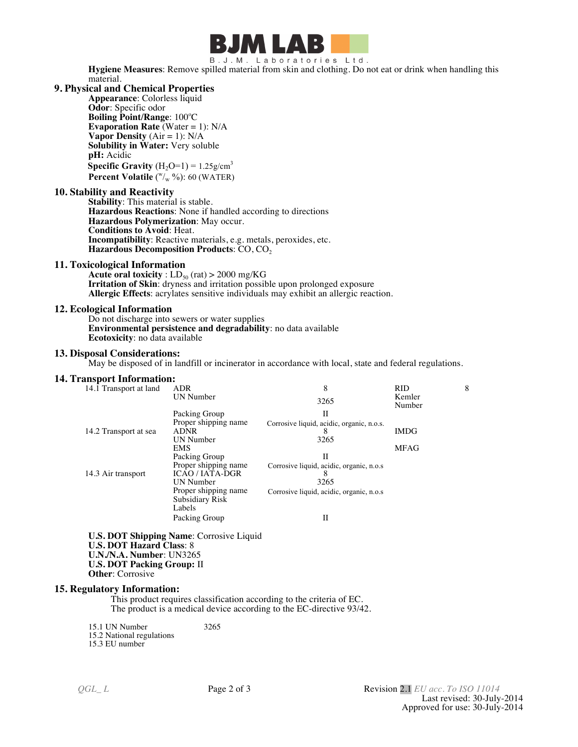**Hygiene Measures**: Remove spilled material from skin and clothing. Do not eat or drink when handling this material.

## 9. Physical and Chemical Properties

**Appearance**: Colorless liquid
**Odor**: Specific odor
**Boiling Point/Range**: 100ºC
**Evaporation Rate** (Water = 1): N/A
**Vapor Density** (Air = 1): N/A
**Solubility in Water:** Very soluble
**pH:** Acidic
**Specific Gravity** ($H_2O$=1) = 1.25g/cm$^3$
**Percent Volatile** ($^w/_w$ %): 60 (WATER)

## 10. Stability and Reactivity

**Stability**: This material is stable.
**Hazardous Reactions**: None if handled according to directions
**Hazardous Polymerization**: May occur.
**Conditions to Avoid**: Heat.
**Incompatibility**: Reactive materials, e.g. metals, peroxides, etc.
**Hazardous Decomposition Products**: $CO$, $CO_2$

## 11. Toxicological Information

**Acute oral toxicity** : $LD_{50}$ (rat) > 2000 mg/KG
**Irritation of Skin**: dryness and irritation possible upon prolonged exposure
**Allergic Effects**: acrylates sensitive individuals may exhibit an allergic reaction.

## 12. Ecological Information

Do not discharge into sewers or water supplies
**Environmental persistence and degradability**: no data available
**Ecotoxicity**: no data available

## 13. Disposal Considerations:

May be disposed of in landfill or incinerator in accordance with local, state and federal regulations.

## 14. Transport Information:

| | | | | |
|---|---|---|---|---|
| 14.1 Transport at land | ADR | 8 | RID | 8 |
| | UN Number | 3265 | Kemler Number | |
| | Packing Group | II | | |
| | Proper shipping name | Corrosive liquid, acidic, organic, n.o.s. | | |
| 14.2 Transport at sea | ADNR | 8 | IMDG | |
| | UN Number | 3265 | | |
| | EMS | | MFAG | |
| | Packing Group | II | | |
| | Proper shipping name | Corrosive liquid, acidic, organic, n.o.s | | |
| 14.3 Air transport | ICAO / IATA-DGR | 8 | | |
| | UN Number | 3265 | | |
| | Proper shipping name | Corrosive liquid, acidic, organic, n.o.s | | |
| | Subsidiary Risk | | | |
| | Labels | | | |
| | Packing Group | II | | |

**U.S. DOT Shipping Name**: Corrosive Liquid
**U.S. DOT Hazard Class**: 8
**U.N./N.A. Number**: UN3265
**U.S. DOT Packing Group:** II
**Other**: Corrosive

## 15. Regulatory Information:

This product requires classification according to the criteria of EC.
The product is a medical device according to the EC-directive 93/42.

15.1 UN Number 3265
15.2 National regulations
15.3 EU number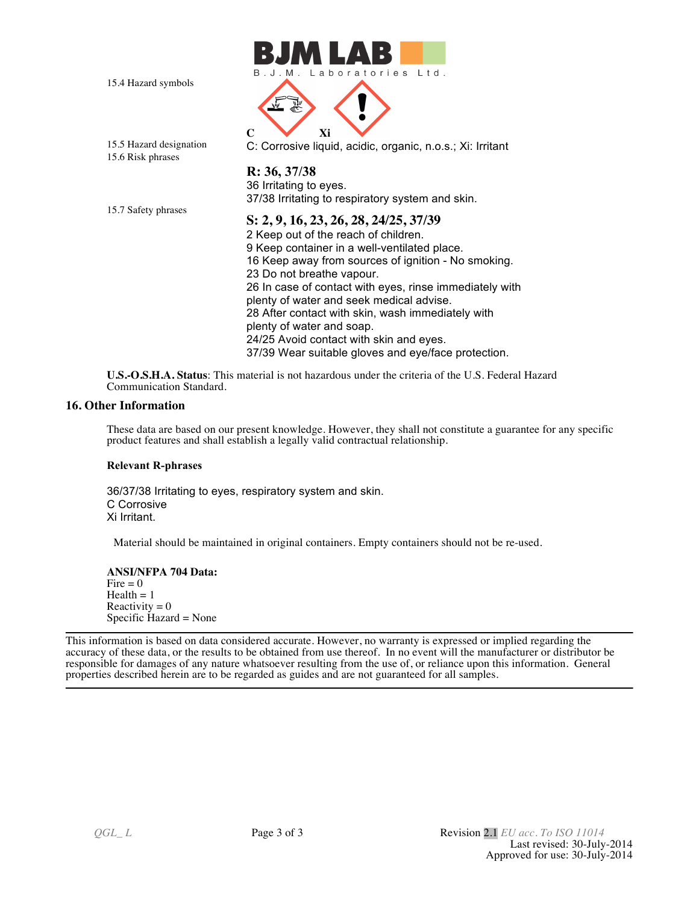| | |
|---|---|
| 15.4 Hazard symbols | C Xi |
| 15.5 Hazard designation | C: Corrosive liquid, acidic, organic, n.o.s.; Xi: Irritant |
| 15.6 Risk phrases | **R: 36, 37/38**<br>36 Irritating to eyes.<br>37/38 Irritating to respiratory system and skin. |
| 15.7 Safety phrases | **S: 2, 9, 16, 23, 26, 28, 24/25, 37/39**<br>2 Keep out of the reach of children.<br>9 Keep container in a well-ventilated place.<br>16 Keep away from sources of ignition - No smoking.<br>23 Do not breathe vapour.<br>26 In case of contact with eyes, rinse immediately with plenty of water and seek medical advise.<br>28 After contact with skin, wash immediately with plenty of water and soap.<br>24/25 Avoid contact with skin and eyes.<br>37/39 Wear suitable gloves and eye/face protection. |

**U.S.-O.S.H.A. Status**: This material is not hazardous under the criteria of the U.S. Federal Hazard Communication Standard.

## 16. Other Information

These data are based on our present knowledge. However, they shall not constitute a guarantee for any specific product features and shall establish a legally valid contractual relationship.

**Relevant R-phrases**

36/37/38 Irritating to eyes, respiratory system and skin.
C Corrosive
Xi Irritant.

Material should be maintained in original containers. Empty containers should not be re-used.

**ANSI/NFPA 704 Data:**
Fire = 0
Health = 1
Reactivity = 0
Specific Hazard = None

---

This information is based on data considered accurate. However, no warranty is expressed or implied regarding the accuracy of these data, or the results to be obtained from use thereof. In no event will the manufacturer or distributor be responsible for damages of any nature whatsoever resulting from the use of, or reliance upon this information. General properties described herein are to be regarded as guides and are not guaranteed for all samples.

---